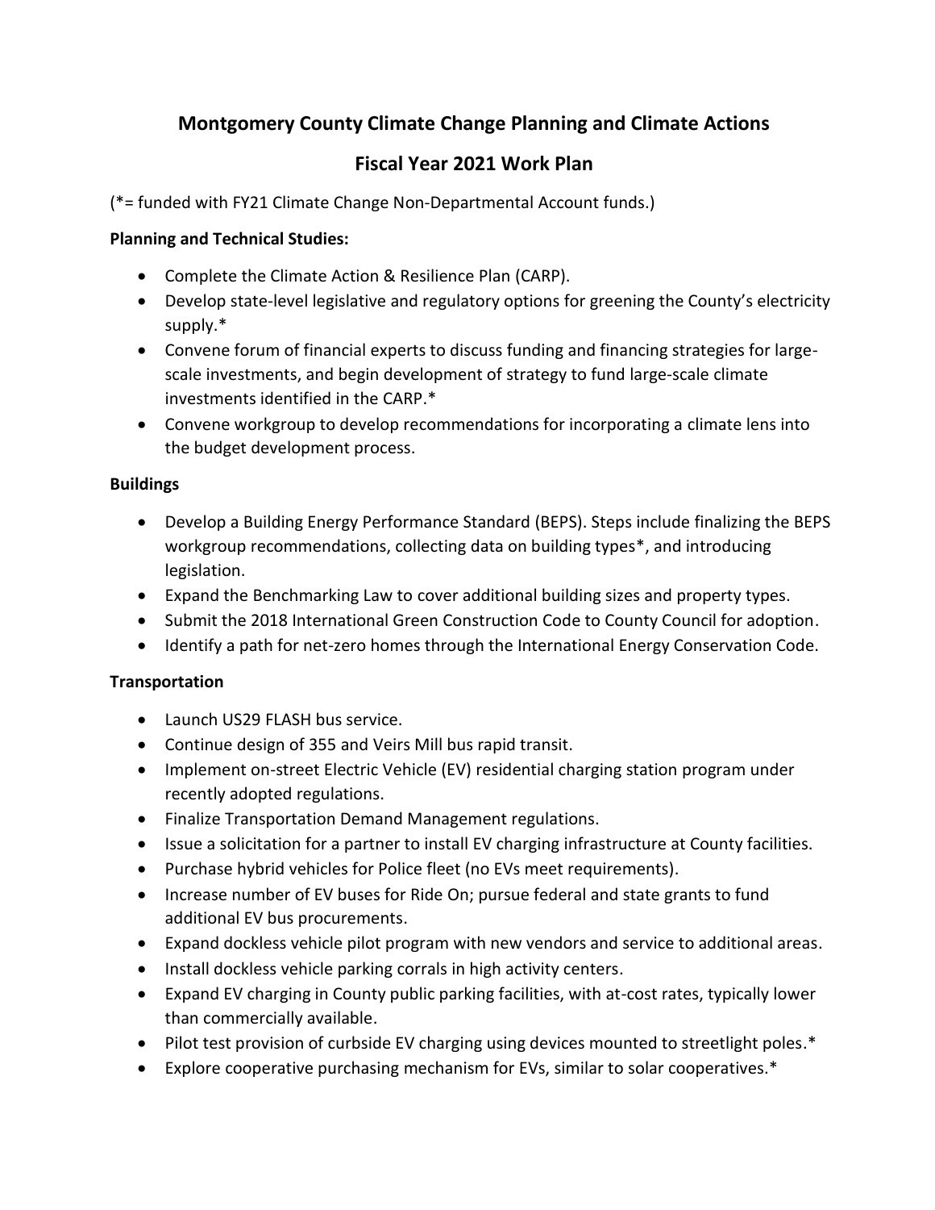# Montgomery County Climate Change Planning and Climate Actions

## Fiscal Year 2021 Work Plan

(*= funded with FY21 Climate Change Non-Departmental Account funds.)

**Planning and Technical Studies:**

- Complete the Climate Action & Resilience Plan (CARP).
- Develop state-level legislative and regulatory options for greening the County's electricity supply.*
- Convene forum of financial experts to discuss funding and financing strategies for large-scale investments, and begin development of strategy to fund large-scale climate investments identified in the CARP.*
- Convene workgroup to develop recommendations for incorporating a climate lens into the budget development process.

**Buildings**

- Develop a Building Energy Performance Standard (BEPS). Steps include finalizing the BEPS workgroup recommendations, collecting data on building types*, and introducing legislation.
- Expand the Benchmarking Law to cover additional building sizes and property types.
- Submit the 2018 International Green Construction Code to County Council for adoption.
- Identify a path for net-zero homes through the International Energy Conservation Code.

**Transportation**

- Launch US29 FLASH bus service.
- Continue design of 355 and Veirs Mill bus rapid transit.
- Implement on-street Electric Vehicle (EV) residential charging station program under recently adopted regulations.
- Finalize Transportation Demand Management regulations.
- Issue a solicitation for a partner to install EV charging infrastructure at County facilities.
- Purchase hybrid vehicles for Police fleet (no EVs meet requirements).
- Increase number of EV buses for Ride On; pursue federal and state grants to fund additional EV bus procurements.
- Expand dockless vehicle pilot program with new vendors and service to additional areas.
- Install dockless vehicle parking corrals in high activity centers.
- Expand EV charging in County public parking facilities, with at-cost rates, typically lower than commercially available.
- Pilot test provision of curbside EV charging using devices mounted to streetlight poles.*
- Explore cooperative purchasing mechanism for EVs, similar to solar cooperatives.*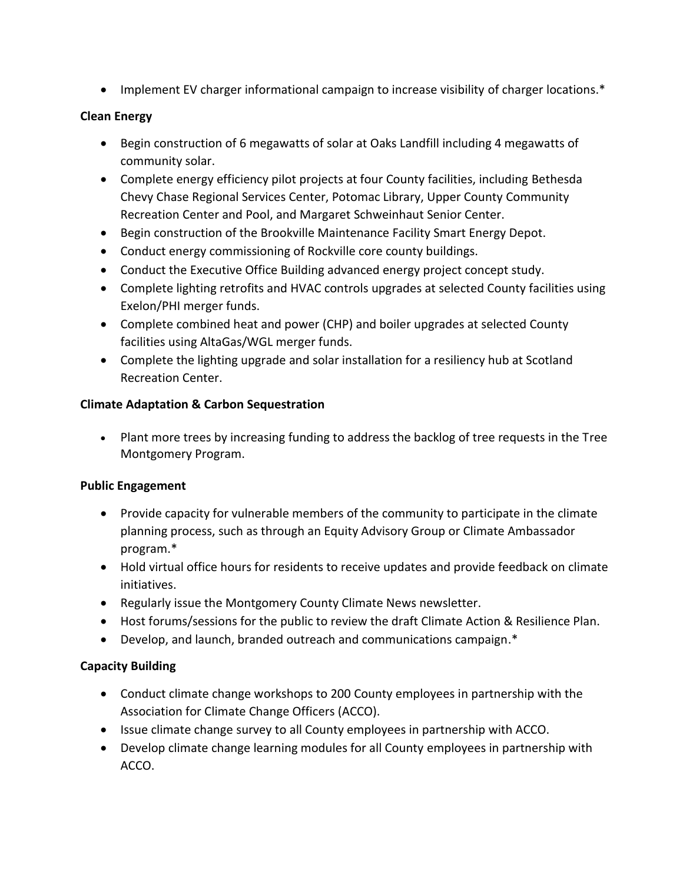- Implement EV charger informational campaign to increase visibility of charger locations.*

**Clean Energy**

- Begin construction of 6 megawatts of solar at Oaks Landfill including 4 megawatts of community solar.
- Complete energy efficiency pilot projects at four County facilities, including Bethesda Chevy Chase Regional Services Center, Potomac Library, Upper County Community Recreation Center and Pool, and Margaret Schweinhaut Senior Center.
- Begin construction of the Brookville Maintenance Facility Smart Energy Depot.
- Conduct energy commissioning of Rockville core county buildings.
- Conduct the Executive Office Building advanced energy project concept study.
- Complete lighting retrofits and HVAC controls upgrades at selected County facilities using Exelon/PHI merger funds.
- Complete combined heat and power (CHP) and boiler upgrades at selected County facilities using AltaGas/WGL merger funds.
- Complete the lighting upgrade and solar installation for a resiliency hub at Scotland Recreation Center.

**Climate Adaptation & Carbon Sequestration**

- Plant more trees by increasing funding to address the backlog of tree requests in the Tree Montgomery Program.

**Public Engagement**

- Provide capacity for vulnerable members of the community to participate in the climate planning process, such as through an Equity Advisory Group or Climate Ambassador program.*
- Hold virtual office hours for residents to receive updates and provide feedback on climate initiatives.
- Regularly issue the Montgomery County Climate News newsletter.
- Host forums/sessions for the public to review the draft Climate Action & Resilience Plan.
- Develop, and launch, branded outreach and communications campaign.*

**Capacity Building**

- Conduct climate change workshops to 200 County employees in partnership with the Association for Climate Change Officers (ACCO).
- Issue climate change survey to all County employees in partnership with ACCO.
- Develop climate change learning modules for all County employees in partnership with ACCO.